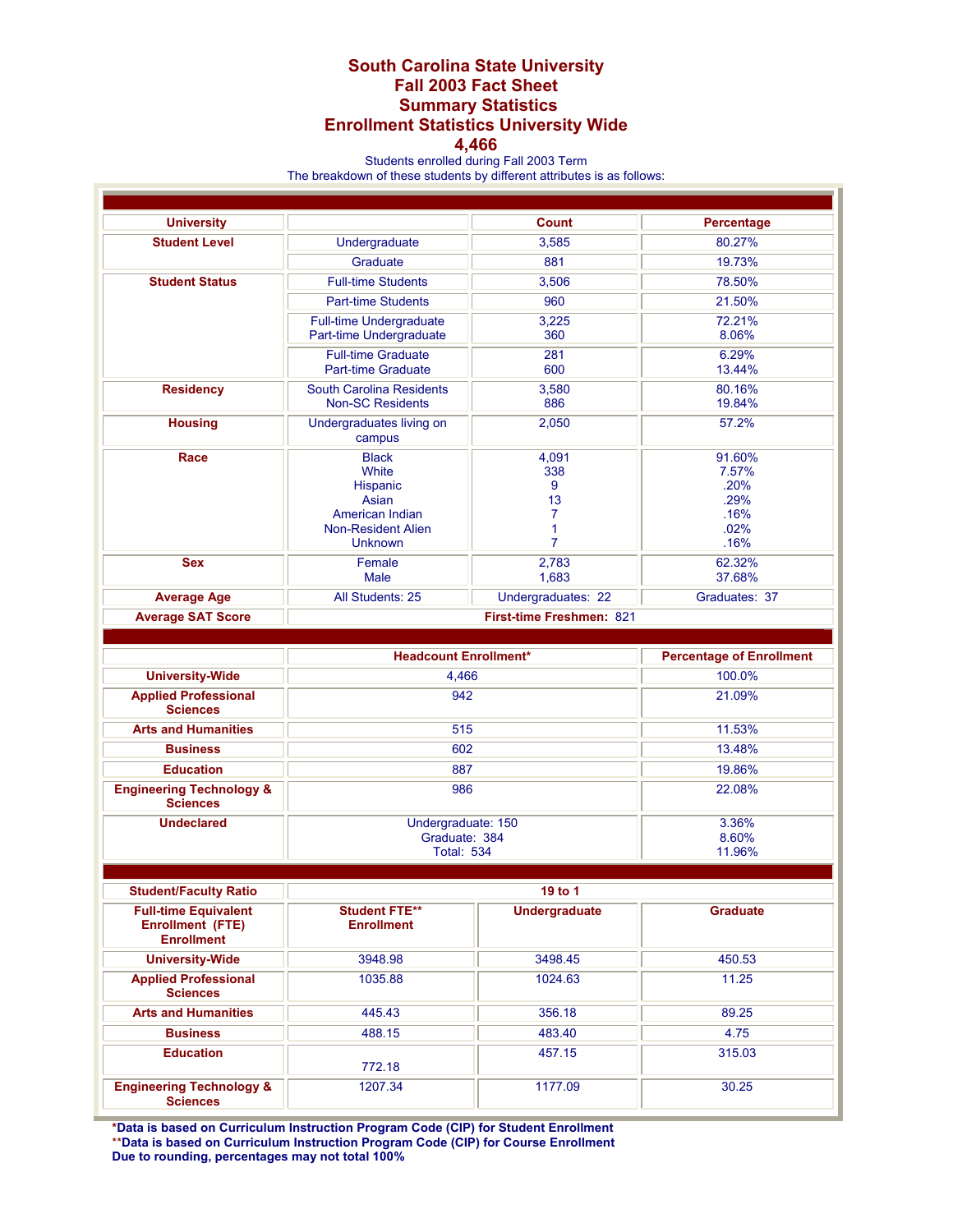# South Carolina State University
# Fall 2003 Fact Sheet
## Summary Statistics
## Enrollment Statistics University Wide
## 4,466

Students enrolled during Fall 2003 Term
The breakdown of these students by different attributes is as follows:

| University | | Count | Percentage |
|---|---|---|---|
| **Student Level** | Undergraduate | 3,585 | 80.27% |
| | Graduate | 881 | 19.73% |
| **Student Status** | Full-time Students | 3,506 | 78.50% |
| | Part-time Students | 960 | 21.50% |
| | Full-time Undergraduate<br>Part-time Undergraduate | 3,225<br>360 | 72.21%<br>8.06% |
| | Full-time Graduate<br>Part-time Graduate | 281<br>600 | 6.29%<br>13.44% |
| **Residency** | South Carolina Residents<br>Non-SC Residents | 3,580<br>886 | 80.16%<br>19.84% |
| **Housing** | Undergraduates living on campus | 2,050 | 57.2% |
| **Race** | Black<br>White<br>Hispanic<br>Asian<br>American Indian<br>Non-Resident Alien<br>Unknown | 4,091<br>338<br>9<br>13<br>7<br>1<br>7 | 91.60%<br>7.57%<br>.20%<br>.29%<br>.16%<br>.02%<br>.16% |
| **Sex** | Female<br>Male | 2,783<br>1,683 | 62.32%<br>37.68% |
| **Average Age** | All Students: 25 | Undergraduates: 22 | Graduates: 37 |
| **Average SAT Score** | **First-time Freshmen: 821** | | |

| | Headcount Enrollment* | Percentage of Enrollment |
|---|---|---|
| **University-Wide** | 4,466 | 100.0% |
| **Applied Professional Sciences** | 942 | 21.09% |
| **Arts and Humanities** | 515 | 11.53% |
| **Business** | 602 | 13.48% |
| **Education** | 887 | 19.86% |
| **Engineering Technology & Sciences** | 986 | 22.08% |
| **Undeclared** | Undergraduate: 150<br>Graduate: 384<br>Total: 534 | 3.36%<br>8.60%<br>11.96% |

| **Student/Faculty Ratio** | **19 to 1** | | |
|---|---|---|---|
| **Full-time Equivalent Enrollment (FTE) Enrollment** | **Student FTE\*\* Enrollment** | **Undergraduate** | **Graduate** |
| **University-Wide** | 3948.98 | 3498.45 | 450.53 |
| **Applied Professional Sciences** | 1035.88 | 1024.63 | 11.25 |
| **Arts and Humanities** | 445.43 | 356.18 | 89.25 |
| **Business** | 488.15 | 483.40 | 4.75 |
| **Education** | 772.18 | 457.15 | 315.03 |
| **Engineering Technology & Sciences** | 1207.34 | 1177.09 | 30.25 |

**\*Data is based on Curriculum Instruction Program Code (CIP) for Student Enrollment**
**\*\*Data is based on Curriculum Instruction Program Code (CIP) for Course Enrollment**
**Due to rounding, percentages may not total 100%**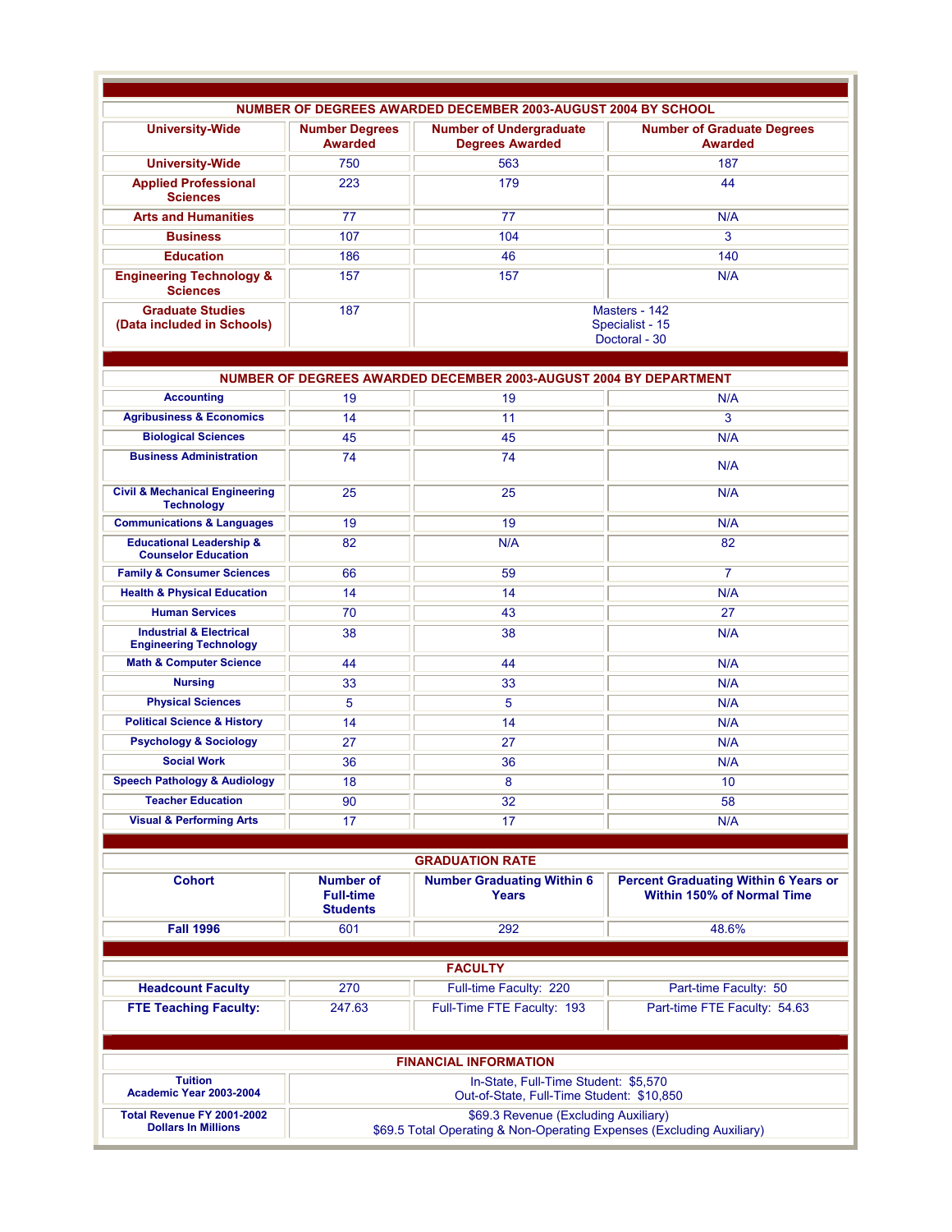## NUMBER OF DEGREES AWARDED DECEMBER 2003-AUGUST 2004 BY SCHOOL

| University-Wide | Number Degrees Awarded | Number of Undergraduate Degrees Awarded | Number of Graduate Degrees Awarded |
|---|---|---|---|
| University-Wide | 750 | 563 | 187 |
| Applied Professional Sciences | 223 | 179 | 44 |
| Arts and Humanities | 77 | 77 | N/A |
| Business | 107 | 104 | 3 |
| Education | 186 | 46 | 140 |
| Engineering Technology & Sciences | 157 | 157 | N/A |
| Graduate Studies (Data included in Schools) | 187 | Masters - 142<br>Specialist - 15<br>Doctoral - 30 | |

## NUMBER OF DEGREES AWARDED DECEMBER 2003-AUGUST 2004 BY DEPARTMENT

| | | | |
|---|---|---|---|
| Accounting | 19 | 19 | N/A |
| Agribusiness & Economics | 14 | 11 | 3 |
| Biological Sciences | 45 | 45 | N/A |
| Business Administration | 74 | 74 | N/A |
| Civil & Mechanical Engineering Technology | 25 | 25 | N/A |
| Communications & Languages | 19 | 19 | N/A |
| Educational Leadership & Counselor Education | 82 | N/A | 82 |
| Family & Consumer Sciences | 66 | 59 | 7 |
| Health & Physical Education | 14 | 14 | N/A |
| Human Services | 70 | 43 | 27 |
| Industrial & Electrical Engineering Technology | 38 | 38 | N/A |
| Math & Computer Science | 44 | 44 | N/A |
| Nursing | 33 | 33 | N/A |
| Physical Sciences | 5 | 5 | N/A |
| Political Science & History | 14 | 14 | N/A |
| Psychology & Sociology | 27 | 27 | N/A |
| Social Work | 36 | 36 | N/A |
| Speech Pathology & Audiology | 18 | 8 | 10 |
| Teacher Education | 90 | 32 | 58 |
| Visual & Performing Arts | 17 | 17 | N/A |

## GRADUATION RATE

| Cohort | Number of Full-time Students | Number Graduating Within 6 Years | Percent Graduating Within 6 Years or Within 150% of Normal Time |
|---|---|---|---|
| Fall 1996 | 601 | 292 | 48.6% |

## FACULTY

| | | | |
|---|---|---|---|
| Headcount Faculty | 270 | Full-time Faculty: 220 | Part-time Faculty: 50 |
| FTE Teaching Faculty: | 247.63 | Full-Time FTE Faculty: 193 | Part-time FTE Faculty: 54.63 |

## FINANCIAL INFORMATION

| | |
|---|---|
| Tuition<br>Academic Year 2003-2004 | In-State, Full-Time Student: $5,570<br>Out-of-State, Full-Time Student: $10,850 |
| Total Revenue FY 2001-2002<br>Dollars In Millions | $69.3 Revenue (Excluding Auxiliary)<br>$69.5 Total Operating & Non-Operating Expenses (Excluding Auxiliary) |